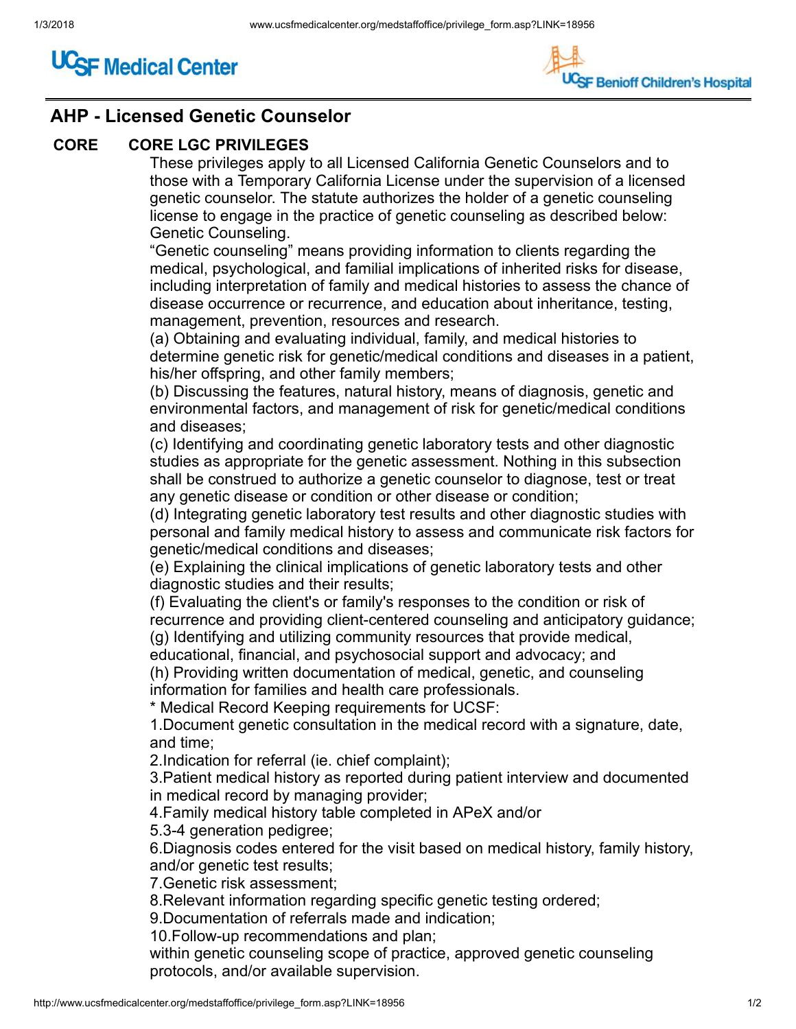UCSF Medical Center

UCSF Benioff Children's Hospital

## AHP - Licensed Genetic Counselor

### CORE CORE LGC PRIVILEGES

These privileges apply to all Licensed California Genetic Counselors and to those with a Temporary California License under the supervision of a licensed genetic counselor. The statute authorizes the holder of a genetic counseling license to engage in the practice of genetic counseling as described below: Genetic Counseling.

"Genetic counseling" means providing information to clients regarding the medical, psychological, and familial implications of inherited risks for disease, including interpretation of family and medical histories to assess the chance of disease occurrence or recurrence, and education about inheritance, testing, management, prevention, resources and research.

(a) Obtaining and evaluating individual, family, and medical histories to determine genetic risk for genetic/medical conditions and diseases in a patient, his/her offspring, and other family members;

(b) Discussing the features, natural history, means of diagnosis, genetic and environmental factors, and management of risk for genetic/medical conditions and diseases;

(c) Identifying and coordinating genetic laboratory tests and other diagnostic studies as appropriate for the genetic assessment. Nothing in this subsection shall be construed to authorize a genetic counselor to diagnose, test or treat any genetic disease or condition or other disease or condition;

(d) Integrating genetic laboratory test results and other diagnostic studies with personal and family medical history to assess and communicate risk factors for genetic/medical conditions and diseases;

(e) Explaining the clinical implications of genetic laboratory tests and other diagnostic studies and their results;

(f) Evaluating the client's or family's responses to the condition or risk of recurrence and providing client-centered counseling and anticipatory guidance;

(g) Identifying and utilizing community resources that provide medical, educational, financial, and psychosocial support and advocacy; and

(h) Providing written documentation of medical, genetic, and counseling information for families and health care professionals.

* Medical Record Keeping requirements for UCSF:

1.Document genetic consultation in the medical record with a signature, date, and time;
2.Indication for referral (ie. chief complaint);
3.Patient medical history as reported during patient interview and documented in medical record by managing provider;
4.Family medical history table completed in APeX and/or
5.3-4 generation pedigree;
6.Diagnosis codes entered for the visit based on medical history, family history, and/or genetic test results;
7.Genetic risk assessment;
8.Relevant information regarding specific genetic testing ordered;
9.Documentation of referrals made and indication;
10.Follow-up recommendations and plan;

within genetic counseling scope of practice, approved genetic counseling protocols, and/or available supervision.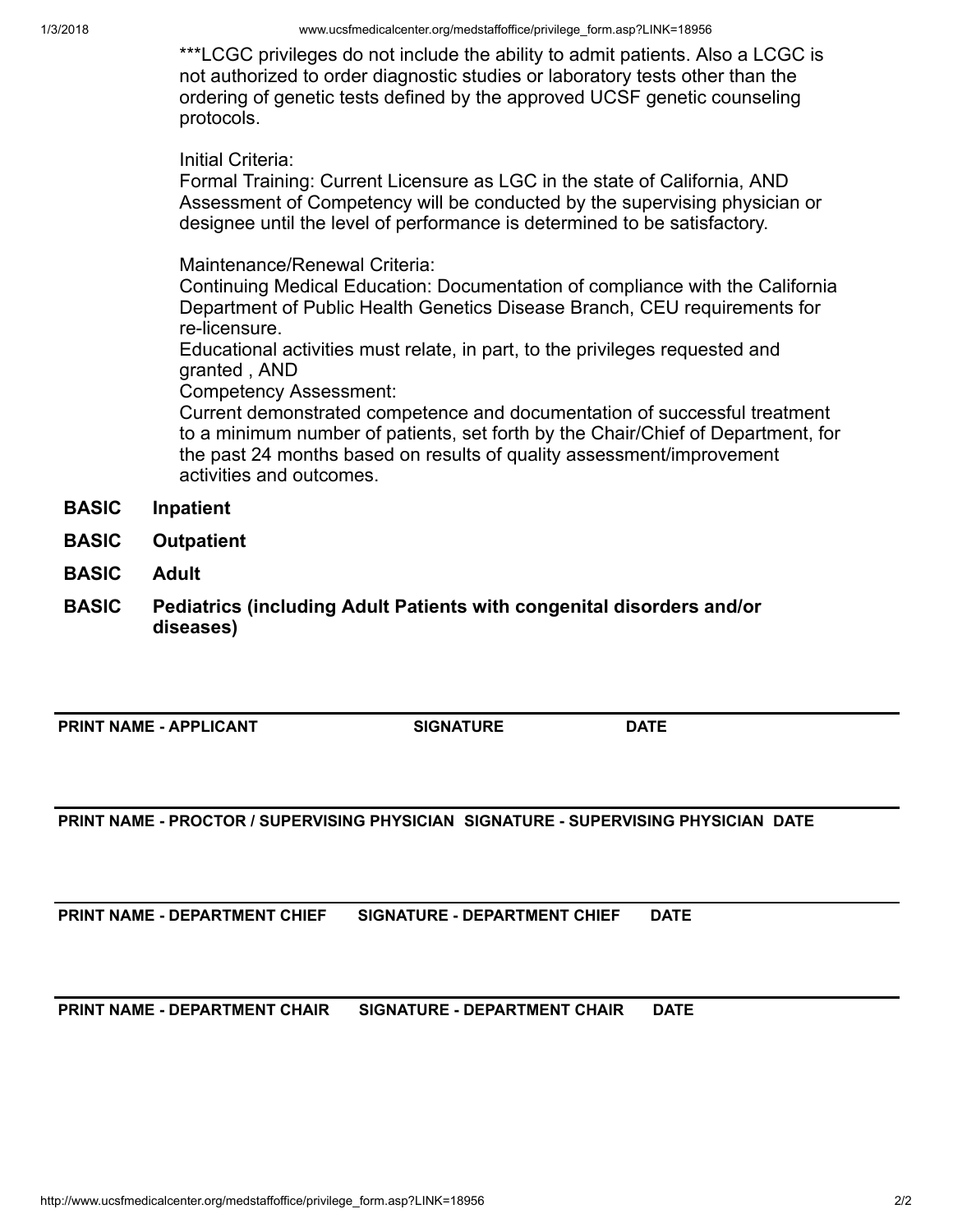***LCGC privileges do not include the ability to admit patients. Also a LCGC is not authorized to order diagnostic studies or laboratory tests other than the ordering of genetic tests defined by the approved UCSF genetic counseling protocols.

Initial Criteria:
Formal Training: Current Licensure as LGC in the state of California, AND Assessment of Competency will be conducted by the supervising physician or designee until the level of performance is determined to be satisfactory.

Maintenance/Renewal Criteria:
Continuing Medical Education: Documentation of compliance with the California Department of Public Health Genetics Disease Branch, CEU requirements for re-licensure.
Educational activities must relate, in part, to the privileges requested and granted , AND
Competency Assessment:
Current demonstrated competence and documentation of successful treatment to a minimum number of patients, set forth by the Chair/Chief of Department, for the past 24 months based on results of quality assessment/improvement activities and outcomes.

**BASIC** **Inpatient**

**BASIC** **Outpatient**

**BASIC** **Adult**

**BASIC** **Pediatrics (including Adult Patients with congenital disorders and/or diseases)**

| | | |
|---|---|---|
| **PRINT NAME - APPLICANT** | **SIGNATURE** | **DATE** |
| **PRINT NAME - PROCTOR / SUPERVISING PHYSICIAN** | **SIGNATURE - SUPERVISING PHYSICIAN** | **DATE** |
| **PRINT NAME - DEPARTMENT CHIEF** | **SIGNATURE - DEPARTMENT CHIEF** | **DATE** |
| **PRINT NAME - DEPARTMENT CHAIR** | **SIGNATURE - DEPARTMENT CHAIR** | **DATE** |